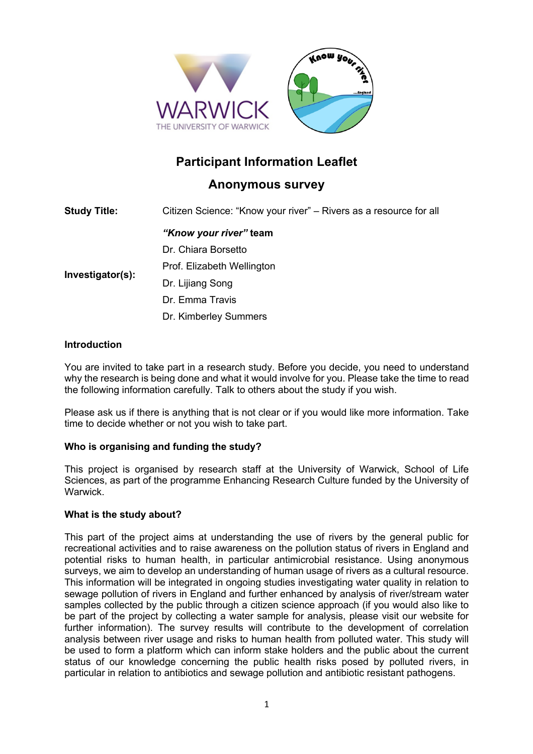# Participant Information Leaflet

## Anonymous survey

| | |
|---|---|
| **Study Title:** | Citizen Science: "Know your river" – Rivers as a resource for all |
| **Investigator(s):** | ***"Know your river"* team**<br>Dr. Chiara Borsetto<br>Prof. Elizabeth Wellington<br>Dr. Lijiang Song<br>Dr. Emma Travis<br>Dr. Kimberley Summers |

### Introduction

You are invited to take part in a research study. Before you decide, you need to understand why the research is being done and what it would involve for you. Please take the time to read the following information carefully. Talk to others about the study if you wish.

Please ask us if there is anything that is not clear or if you would like more information. Take time to decide whether or not you wish to take part.

### Who is organising and funding the study?

This project is organised by research staff at the University of Warwick, School of Life Sciences, as part of the programme Enhancing Research Culture funded by the University of Warwick.

### What is the study about?

This part of the project aims at understanding the use of rivers by the general public for recreational activities and to raise awareness on the pollution status of rivers in England and potential risks to human health, in particular antimicrobial resistance. Using anonymous surveys, we aim to develop an understanding of human usage of rivers as a cultural resource. This information will be integrated in ongoing studies investigating water quality in relation to sewage pollution of rivers in England and further enhanced by analysis of river/stream water samples collected by the public through a citizen science approach (if you would also like to be part of the project by collecting a water sample for analysis, please visit our website for further information). The survey results will contribute to the development of correlation analysis between river usage and risks to human health from polluted water. This study will be used to form a platform which can inform stake holders and the public about the current status of our knowledge concerning the public health risks posed by polluted rivers, in particular in relation to antibiotics and sewage pollution and antibiotic resistant pathogens.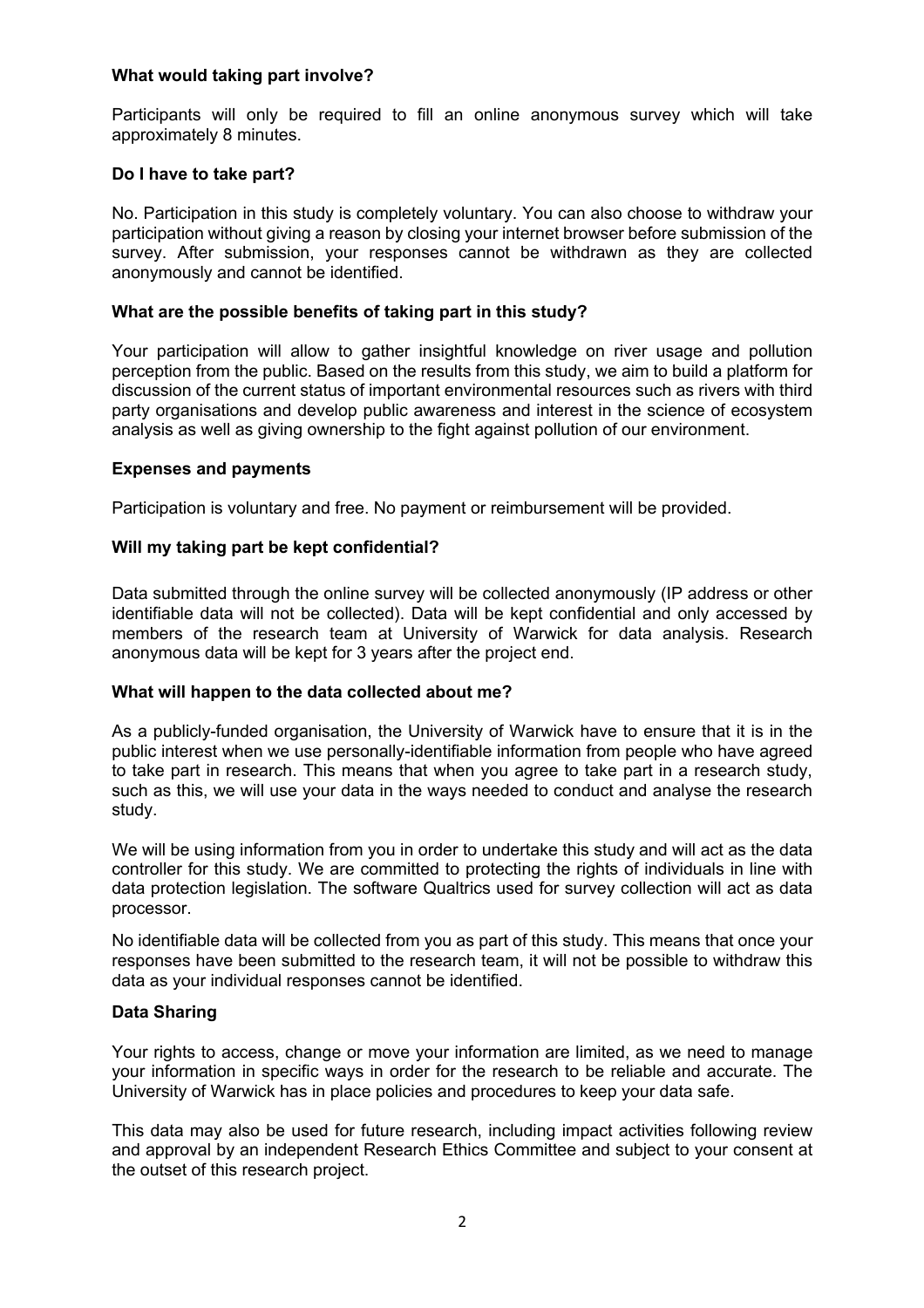**What would taking part involve?**

Participants will only be required to fill an online anonymous survey which will take approximately 8 minutes.

**Do I have to take part?**

No. Participation in this study is completely voluntary. You can also choose to withdraw your participation without giving a reason by closing your internet browser before submission of the survey. After submission, your responses cannot be withdrawn as they are collected anonymously and cannot be identified.

**What are the possible benefits of taking part in this study?**

Your participation will allow to gather insightful knowledge on river usage and pollution perception from the public. Based on the results from this study, we aim to build a platform for discussion of the current status of important environmental resources such as rivers with third party organisations and develop public awareness and interest in the science of ecosystem analysis as well as giving ownership to the fight against pollution of our environment.

**Expenses and payments**

Participation is voluntary and free. No payment or reimbursement will be provided.

**Will my taking part be kept confidential?**

Data submitted through the online survey will be collected anonymously (IP address or other identifiable data will not be collected). Data will be kept confidential and only accessed by members of the research team at University of Warwick for data analysis. Research anonymous data will be kept for 3 years after the project end.

**What will happen to the data collected about me?**

As a publicly-funded organisation, the University of Warwick have to ensure that it is in the public interest when we use personally-identifiable information from people who have agreed to take part in research. This means that when you agree to take part in a research study, such as this, we will use your data in the ways needed to conduct and analyse the research study.

We will be using information from you in order to undertake this study and will act as the data controller for this study. We are committed to protecting the rights of individuals in line with data protection legislation. The software Qualtrics used for survey collection will act as data processor.

No identifiable data will be collected from you as part of this study. This means that once your responses have been submitted to the research team, it will not be possible to withdraw this data as your individual responses cannot be identified.

**Data Sharing**

Your rights to access, change or move your information are limited, as we need to manage your information in specific ways in order for the research to be reliable and accurate. The University of Warwick has in place policies and procedures to keep your data safe.

This data may also be used for future research, including impact activities following review and approval by an independent Research Ethics Committee and subject to your consent at the outset of this research project.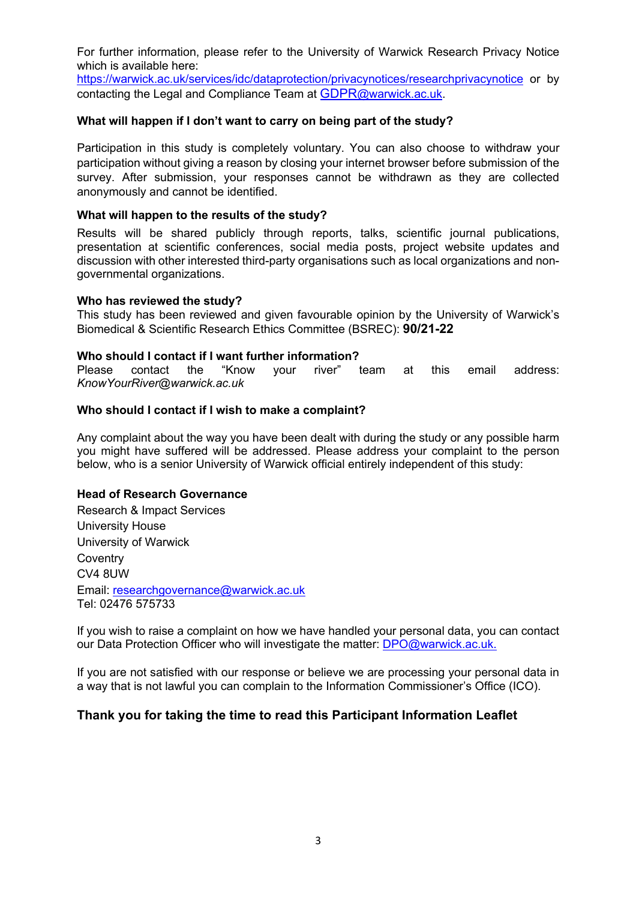For further information, please refer to the University of Warwick Research Privacy Notice which is available here:
https://warwick.ac.uk/services/idc/dataprotection/privacynotices/researchprivacynotice or by contacting the Legal and Compliance Team at GDPR@warwick.ac.uk.

**What will happen if I don't want to carry on being part of the study?**

Participation in this study is completely voluntary. You can also choose to withdraw your participation without giving a reason by closing your internet browser before submission of the survey. After submission, your responses cannot be withdrawn as they are collected anonymously and cannot be identified.

**What will happen to the results of the study?**

Results will be shared publicly through reports, talks, scientific journal publications, presentation at scientific conferences, social media posts, project website updates and discussion with other interested third-party organisations such as local organizations and non-governmental organizations.

**Who has reviewed the study?**

This study has been reviewed and given favourable opinion by the University of Warwick's Biomedical & Scientific Research Ethics Committee (BSREC): **90/21-22**

**Who should I contact if I want further information?**

Please contact the "Know your river" team at this email address: *KnowYourRiver@warwick.ac.uk*

**Who should I contact if I wish to make a complaint?**

Any complaint about the way you have been dealt with during the study or any possible harm you might have suffered will be addressed. Please address your complaint to the person below, who is a senior University of Warwick official entirely independent of this study:

**Head of Research Governance**

Research & Impact Services
University House
University of Warwick
Coventry
CV4 8UW
Email: researchgovernance@warwick.ac.uk
Tel: 02476 575733

If you wish to raise a complaint on how we have handled your personal data, you can contact our Data Protection Officer who will investigate the matter: DPO@warwick.ac.uk.

If you are not satisfied with our response or believe we are processing your personal data in a way that is not lawful you can complain to the Information Commissioner's Office (ICO).

## Thank you for taking the time to read this Participant Information Leaflet